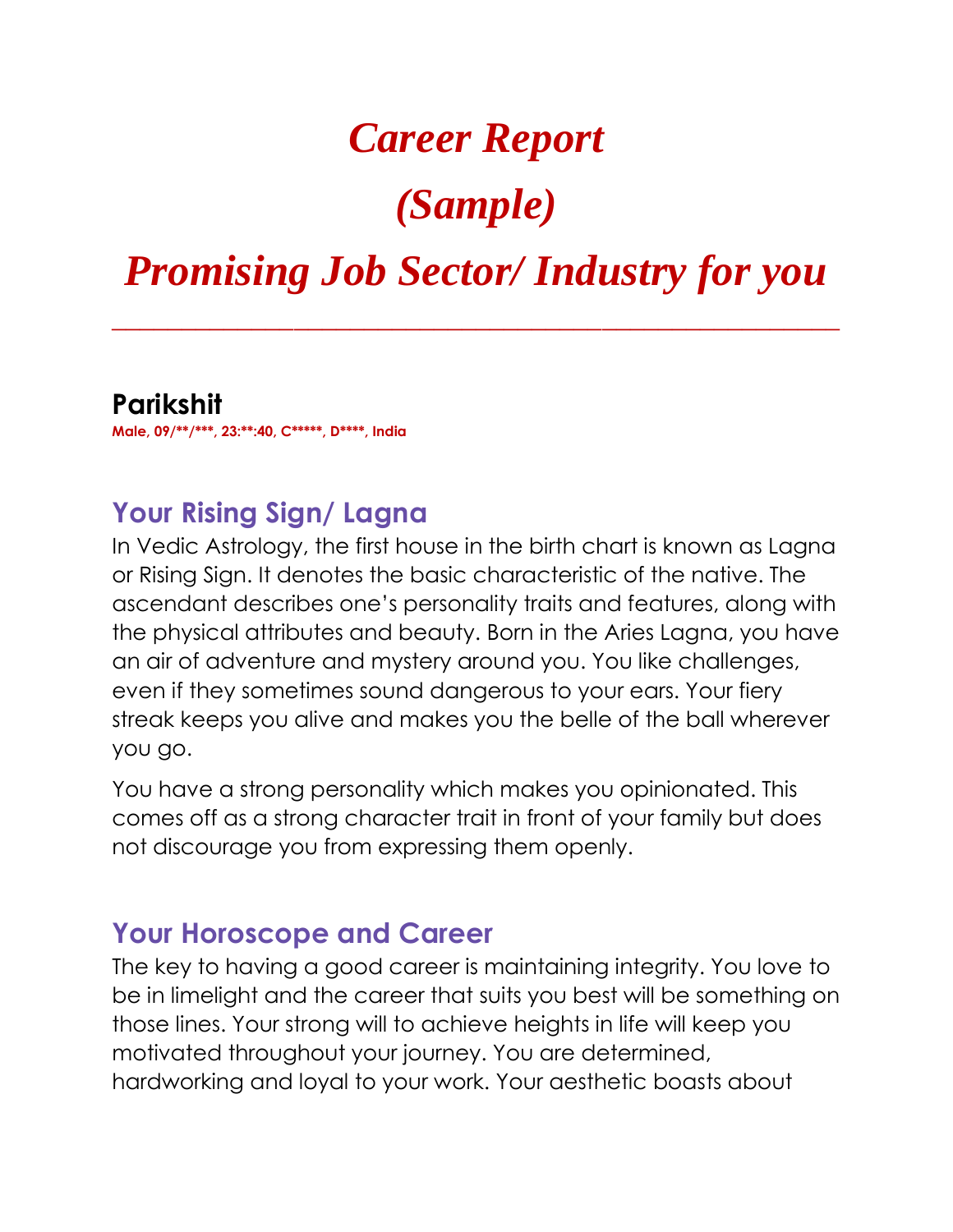# *Career Report*

# *(Sample)*

# *Promising Job Sector/ Industry for you*

---

## Parikshit

**Male, 09/**/***, 23:**:40, C*****, D****, India**

## Your Rising Sign/ Lagna

In Vedic Astrology, the first house in the birth chart is known as Lagna or Rising Sign. It denotes the basic characteristic of the native. The ascendant describes one's personality traits and features, along with the physical attributes and beauty. Born in the Aries Lagna, you have an air of adventure and mystery around you. You like challenges, even if they sometimes sound dangerous to your ears. Your fiery streak keeps you alive and makes you the belle of the ball wherever you go.

You have a strong personality which makes you opinionated. This comes off as a strong character trait in front of your family but does not discourage you from expressing them openly.

## Your Horoscope and Career

The key to having a good career is maintaining integrity. You love to be in limelight and the career that suits you best will be something on those lines. Your strong will to achieve heights in life will keep you motivated throughout your journey. You are determined, hardworking and loyal to your work. Your aesthetic boasts about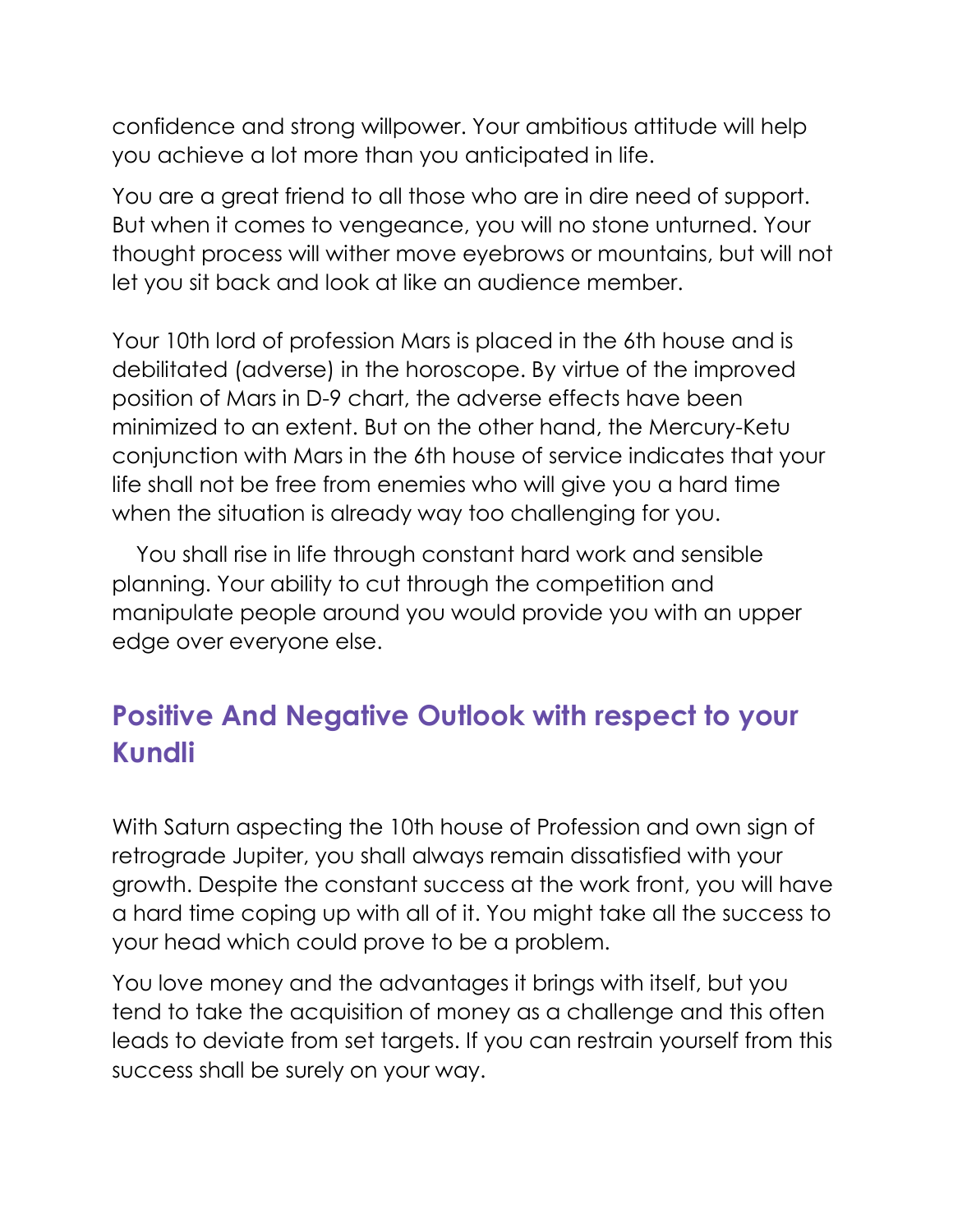confidence and strong willpower. Your ambitious attitude will help you achieve a lot more than you anticipated in life.

You are a great friend to all those who are in dire need of support. But when it comes to vengeance, you will no stone unturned. Your thought process will wither move eyebrows or mountains, but will not let you sit back and look at like an audience member.

Your 10th lord of profession Mars is placed in the 6th house and is debilitated (adverse) in the horoscope. By virtue of the improved position of Mars in D-9 chart, the adverse effects have been minimized to an extent. But on the other hand, the Mercury-Ketu conjunction with Mars in the 6th house of service indicates that your life shall not be free from enemies who will give you a hard time when the situation is already way too challenging for you.

You shall rise in life through constant hard work and sensible planning. Your ability to cut through the competition and manipulate people around you would provide you with an upper edge over everyone else.

## Positive And Negative Outlook with respect to your Kundli

With Saturn aspecting the 10th house of Profession and own sign of retrograde Jupiter, you shall always remain dissatisfied with your growth. Despite the constant success at the work front, you will have a hard time coping up with all of it. You might take all the success to your head which could prove to be a problem.

You love money and the advantages it brings with itself, but you tend to take the acquisition of money as a challenge and this often leads to deviate from set targets. If you can restrain yourself from this success shall be surely on your way.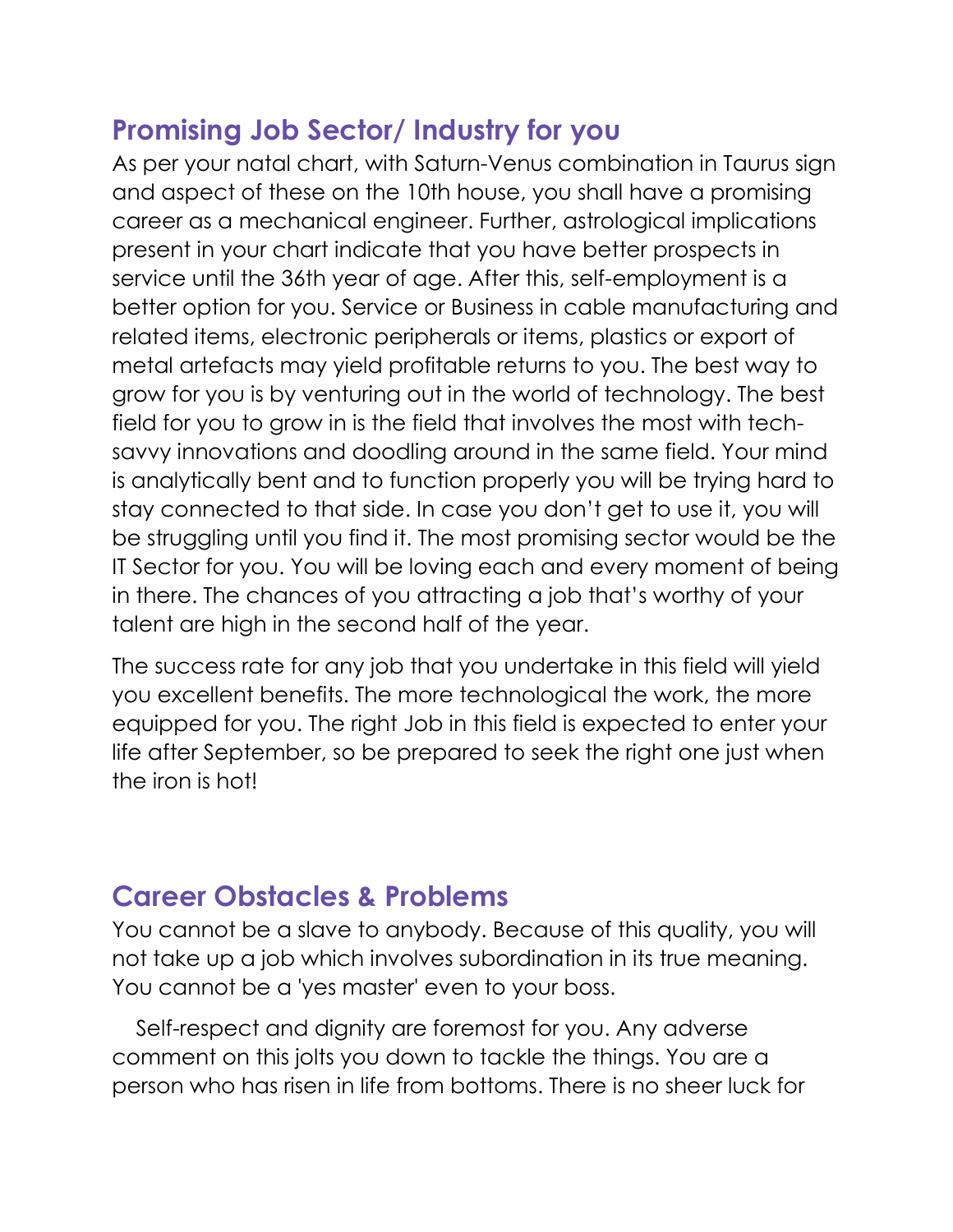## Promising Job Sector/ Industry for you

As per your natal chart, with Saturn-Venus combination in Taurus sign and aspect of these on the 10th house, you shall have a promising career as a mechanical engineer. Further, astrological implications present in your chart indicate that you have better prospects in service until the 36th year of age. After this, self-employment is a better option for you. Service or Business in cable manufacturing and related items, electronic peripherals or items, plastics or export of metal artefacts may yield profitable returns to you. The best way to grow for you is by venturing out in the world of technology. The best field for you to grow in is the field that involves the most with tech-savvy innovations and doodling around in the same field. Your mind is analytically bent and to function properly you will be trying hard to stay connected to that side. In case you don't get to use it, you will be struggling until you find it. The most promising sector would be the IT Sector for you. You will be loving each and every moment of being in there. The chances of you attracting a job that's worthy of your talent are high in the second half of the year.

The success rate for any job that you undertake in this field will yield you excellent benefits. The more technological the work, the more equipped for you. The right Job in this field is expected to enter your life after September, so be prepared to seek the right one just when the iron is hot!

## Career Obstacles & Problems

You cannot be a slave to anybody. Because of this quality, you will not take up a job which involves subordination in its true meaning. You cannot be a 'yes master' even to your boss.

Self-respect and dignity are foremost for you. Any adverse comment on this jolts you down to tackle the things. You are a person who has risen in life from bottoms. There is no sheer luck for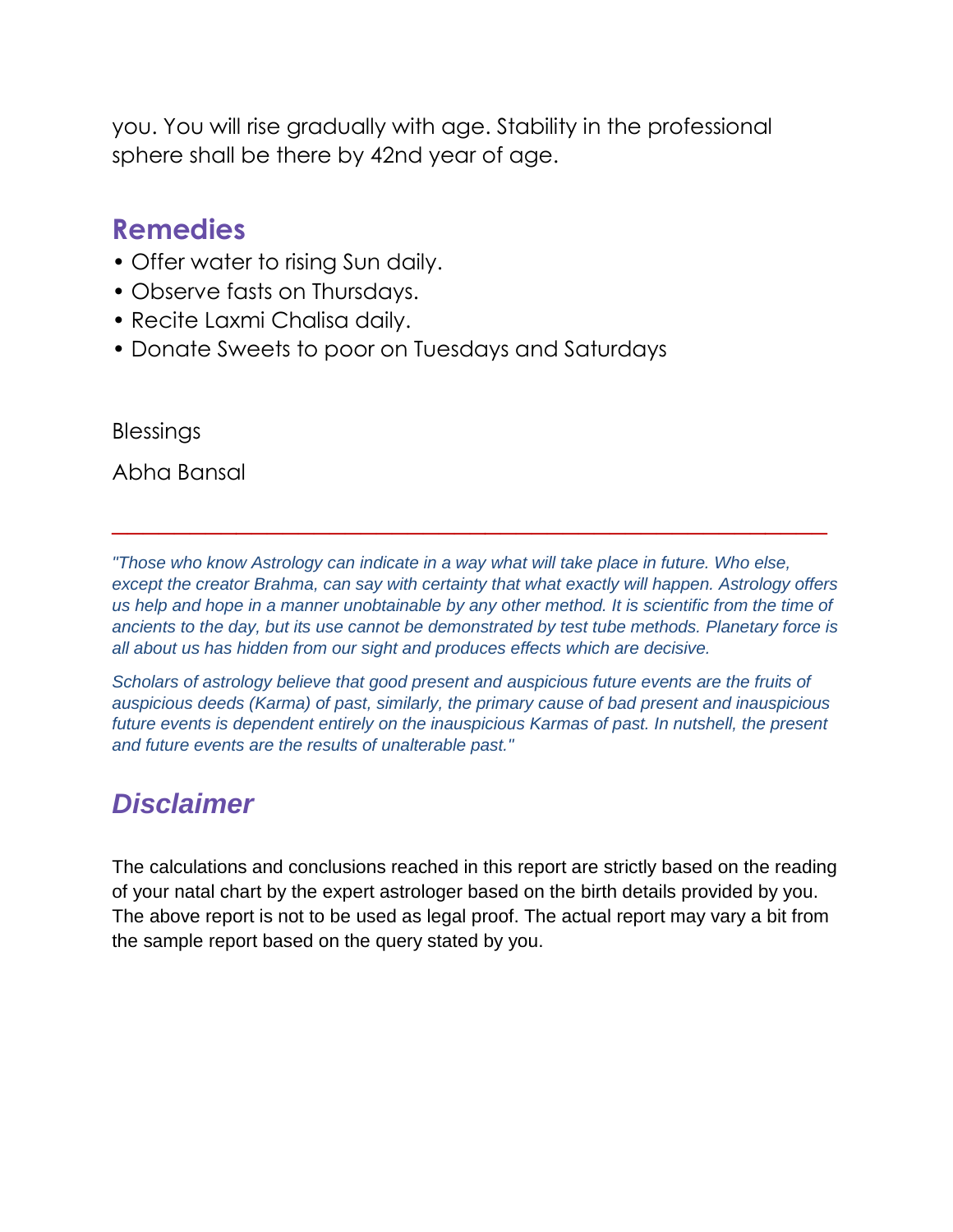you. You will rise gradually with age. Stability in the professional sphere shall be there by 42nd year of age.

## Remedies

- Offer water to rising Sun daily.
- Observe fasts on Thursdays.
- Recite Laxmi Chalisa daily.
- Donate Sweets to poor on Tuesdays and Saturdays

Blessings

Abha Bansal

---

*"Those who know Astrology can indicate in a way what will take place in future. Who else, except the creator Brahma, can say with certainty that what exactly will happen. Astrology offers us help and hope in a manner unobtainable by any other method. It is scientific from the time of ancients to the day, but its use cannot be demonstrated by test tube methods. Planetary force is all about us has hidden from our sight and produces effects which are decisive.*

*Scholars of astrology believe that good present and auspicious future events are the fruits of auspicious deeds (Karma) of past, similarly, the primary cause of bad present and inauspicious future events is dependent entirely on the inauspicious Karmas of past. In nutshell, the present and future events are the results of unalterable past."*

## *Disclaimer*

The calculations and conclusions reached in this report are strictly based on the reading of your natal chart by the expert astrologer based on the birth details provided by you. The above report is not to be used as legal proof. The actual report may vary a bit from the sample report based on the query stated by you.